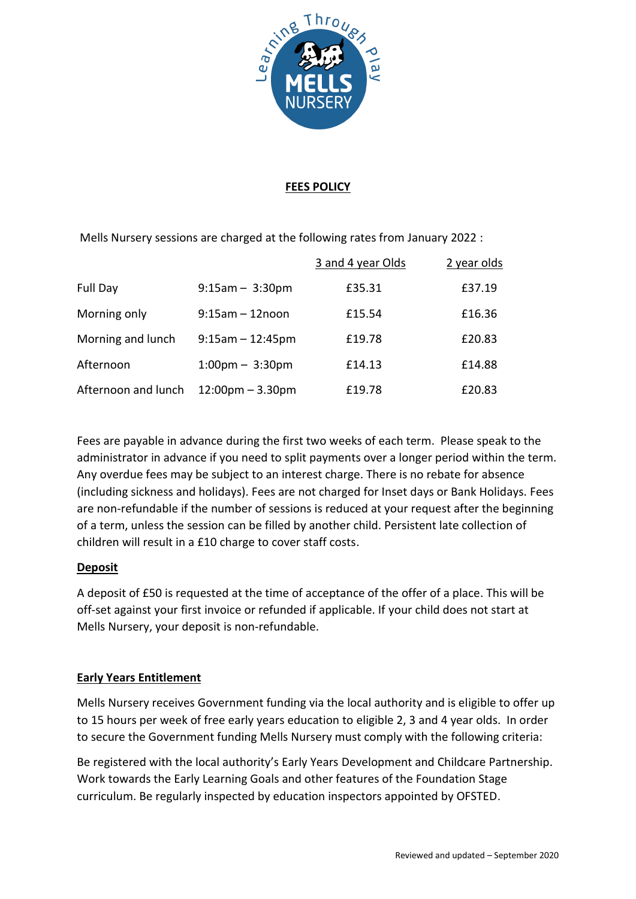# FEES POLICY

Mells Nursery sessions are charged at the following rates from January 2022 :

| | | 3 and 4 year Olds | 2 year olds |
|---|---|---|---|
| Full Day | 9:15am – 3:30pm | £35.31 | £37.19 |
| Morning only | 9:15am – 12noon | £15.54 | £16.36 |
| Morning and lunch | 9:15am – 12:45pm | £19.78 | £20.83 |
| Afternoon | 1:00pm – 3:30pm | £14.13 | £14.88 |
| Afternoon and lunch | 12:00pm – 3.30pm | £19.78 | £20.83 |

Fees are payable in advance during the first two weeks of each term. Please speak to the administrator in advance if you need to split payments over a longer period within the term. Any overdue fees may be subject to an interest charge. There is no rebate for absence (including sickness and holidays). Fees are not charged for Inset days or Bank Holidays. Fees are non-refundable if the number of sessions is reduced at your request after the beginning of a term, unless the session can be filled by another child. Persistent late collection of children will result in a £10 charge to cover staff costs.

## Deposit

A deposit of £50 is requested at the time of acceptance of the offer of a place. This will be off-set against your first invoice or refunded if applicable. If your child does not start at Mells Nursery, your deposit is non-refundable.

## Early Years Entitlement

Mells Nursery receives Government funding via the local authority and is eligible to offer up to 15 hours per week of free early years education to eligible 2, 3 and 4 year olds. In order to secure the Government funding Mells Nursery must comply with the following criteria:

Be registered with the local authority's Early Years Development and Childcare Partnership. Work towards the Early Learning Goals and other features of the Foundation Stage curriculum. Be regularly inspected by education inspectors appointed by OFSTED.

Reviewed and updated – September 2020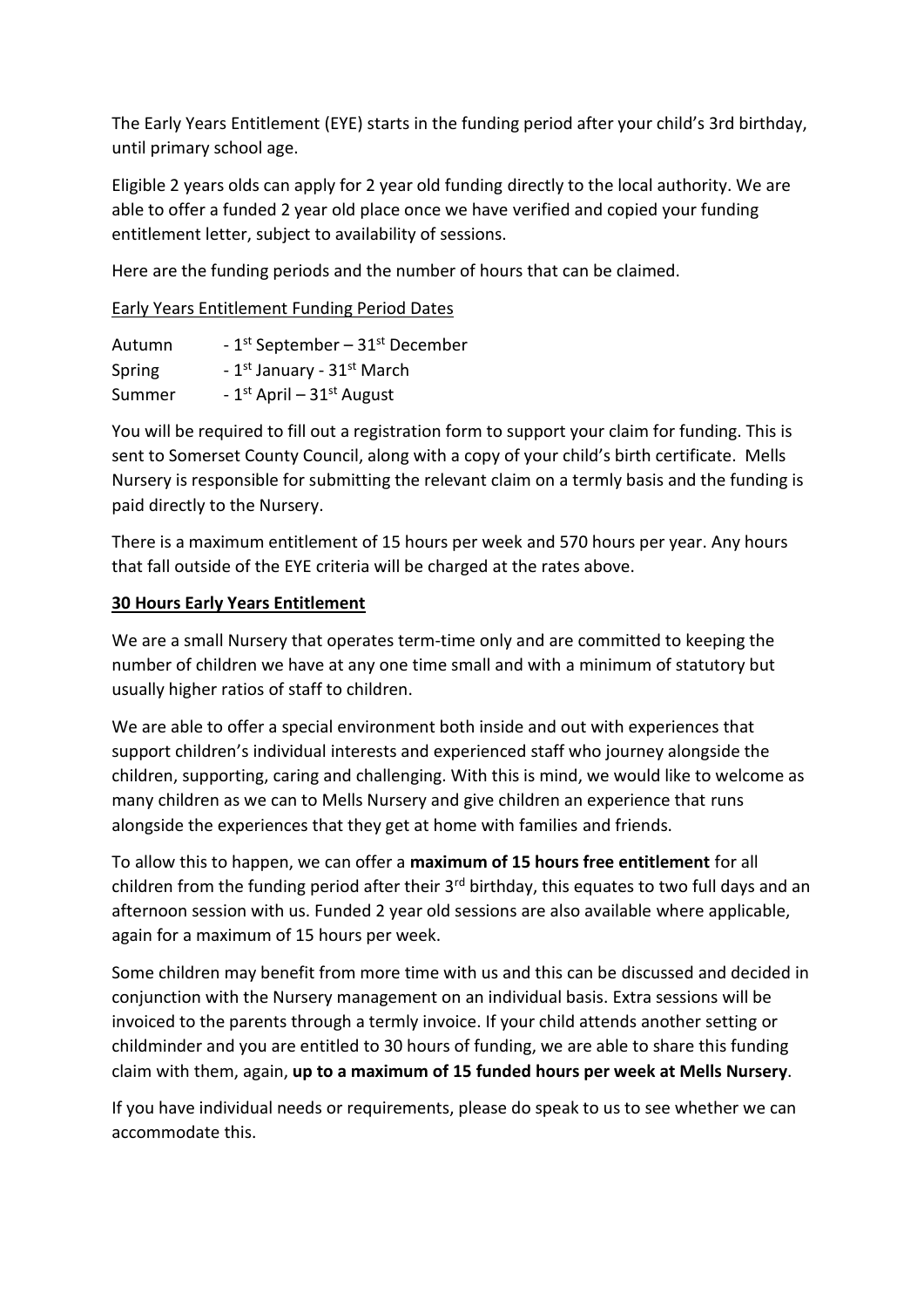The Early Years Entitlement (EYE) starts in the funding period after your child's 3rd birthday, until primary school age.

Eligible 2 years olds can apply for 2 year old funding directly to the local authority. We are able to offer a funded 2 year old place once we have verified and copied your funding entitlement letter, subject to availability of sessions.

Here are the funding periods and the number of hours that can be claimed.

<u>Early Years Entitlement Funding Period Dates</u>

| | |
|---|---|
| Autumn | - 1st September – 31st December |
| Spring | - 1st January - 31st March |
| Summer | - 1st April – 31st August |

You will be required to fill out a registration form to support your claim for funding. This is sent to Somerset County Council, along with a copy of your child's birth certificate. Mells Nursery is responsible for submitting the relevant claim on a termly basis and the funding is paid directly to the Nursery.

There is a maximum entitlement of 15 hours per week and 570 hours per year. Any hours that fall outside of the EYE criteria will be charged at the rates above.

**30 Hours Early Years Entitlement**

We are a small Nursery that operates term-time only and are committed to keeping the number of children we have at any one time small and with a minimum of statutory but usually higher ratios of staff to children.

We are able to offer a special environment both inside and out with experiences that support children's individual interests and experienced staff who journey alongside the children, supporting, caring and challenging. With this is mind, we would like to welcome as many children as we can to Mells Nursery and give children an experience that runs alongside the experiences that they get at home with families and friends.

To allow this to happen, we can offer a **maximum of 15 hours free entitlement** for all children from the funding period after their 3rd birthday, this equates to two full days and an afternoon session with us. Funded 2 year old sessions are also available where applicable, again for a maximum of 15 hours per week.

Some children may benefit from more time with us and this can be discussed and decided in conjunction with the Nursery management on an individual basis. Extra sessions will be invoiced to the parents through a termly invoice. If your child attends another setting or childminder and you are entitled to 30 hours of funding, we are able to share this funding claim with them, again, **up to a maximum of 15 funded hours per week at Mells Nursery**.

If you have individual needs or requirements, please do speak to us to see whether we can accommodate this.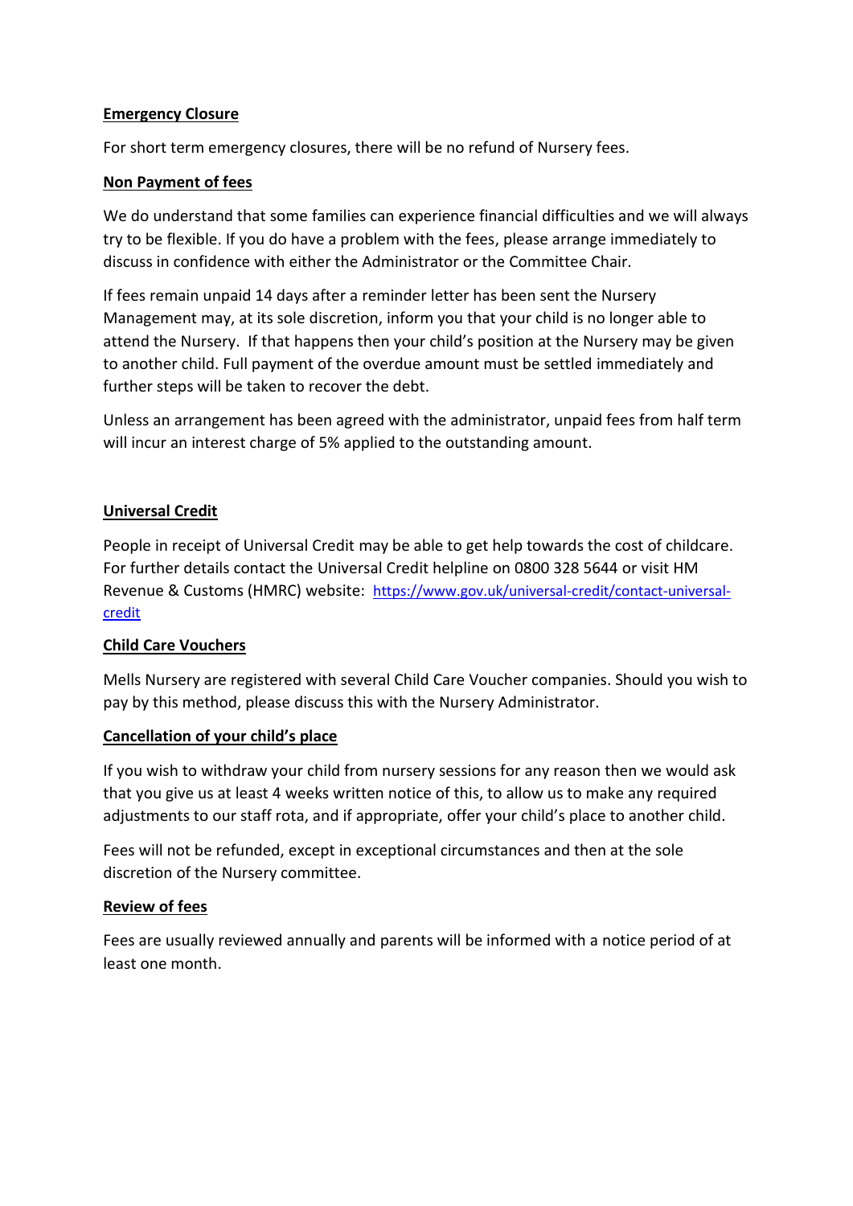**Emergency Closure**

For short term emergency closures, there will be no refund of Nursery fees.

**Non Payment of fees**

We do understand that some families can experience financial difficulties and we will always try to be flexible. If you do have a problem with the fees, please arrange immediately to discuss in confidence with either the Administrator or the Committee Chair.

If fees remain unpaid 14 days after a reminder letter has been sent the Nursery Management may, at its sole discretion, inform you that your child is no longer able to attend the Nursery. If that happens then your child's position at the Nursery may be given to another child. Full payment of the overdue amount must be settled immediately and further steps will be taken to recover the debt.

Unless an arrangement has been agreed with the administrator, unpaid fees from half term will incur an interest charge of 5% applied to the outstanding amount.

**Universal Credit**

People in receipt of Universal Credit may be able to get help towards the cost of childcare. For further details contact the Universal Credit helpline on 0800 328 5644 or visit HM Revenue & Customs (HMRC) website: https://www.gov.uk/universal-credit/contact-universal-credit

**Child Care Vouchers**

Mells Nursery are registered with several Child Care Voucher companies. Should you wish to pay by this method, please discuss this with the Nursery Administrator.

**Cancellation of your child's place**

If you wish to withdraw your child from nursery sessions for any reason then we would ask that you give us at least 4 weeks written notice of this, to allow us to make any required adjustments to our staff rota, and if appropriate, offer your child's place to another child.

Fees will not be refunded, except in exceptional circumstances and then at the sole discretion of the Nursery committee.

**Review of fees**

Fees are usually reviewed annually and parents will be informed with a notice period of at least one month.